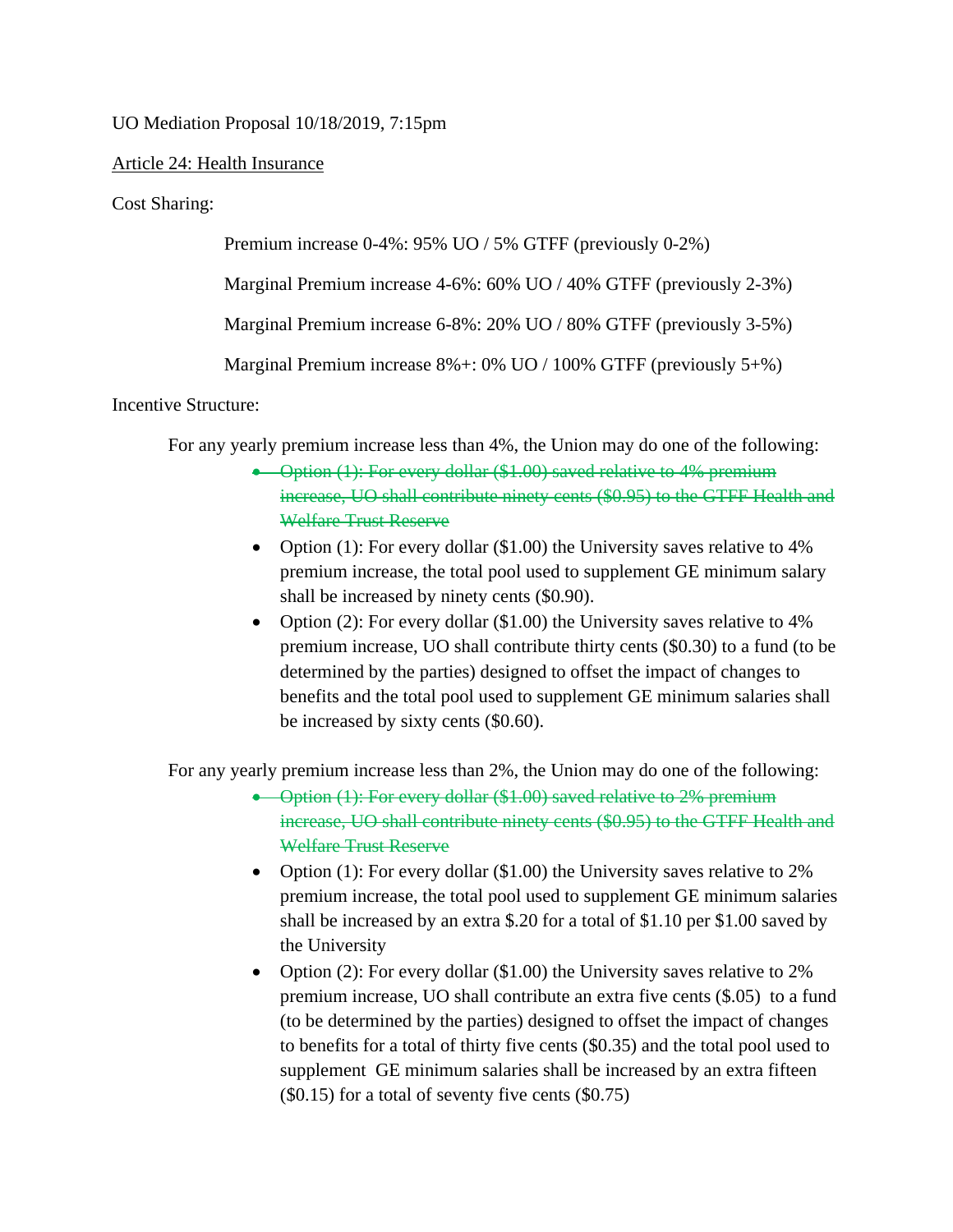UO Mediation Proposal 10/18/2019, 7:15pm

<u>Article 24: Health Insurance</u>

Cost Sharing:

Premium increase 0-4%: 95% UO / 5% GTFF (previously 0-2%)

Marginal Premium increase 4-6%: 60% UO / 40% GTFF (previously 2-3%)

Marginal Premium increase 6-8%: 20% UO / 80% GTFF (previously 3-5%)

Marginal Premium increase 8%+: 0% UO / 100% GTFF (previously 5+%)

Incentive Structure:

For any yearly premium increase less than 4%, the Union may do one of the following:

- ~~Option (1): For every dollar ($1.00) saved relative to 4% premium increase, UO shall contribute ninety cents ($0.95) to the GTFF Health and Welfare Trust Reserve~~
- Option (1): For every dollar ($1.00) the University saves relative to 4% premium increase, the total pool used to supplement GE minimum salary shall be increased by ninety cents ($0.90).
- Option (2): For every dollar ($1.00) the University saves relative to 4% premium increase, UO shall contribute thirty cents ($0.30) to a fund (to be determined by the parties) designed to offset the impact of changes to benefits and the total pool used to supplement GE minimum salaries shall be increased by sixty cents ($0.60).

For any yearly premium increase less than 2%, the Union may do one of the following:

- ~~Option (1): For every dollar ($1.00) saved relative to 2% premium increase, UO shall contribute ninety cents ($0.95) to the GTFF Health and Welfare Trust Reserve~~
- Option (1): For every dollar ($1.00) the University saves relative to 2% premium increase, the total pool used to supplement GE minimum salaries shall be increased by an extra $.20 for a total of $1.10 per $1.00 saved by the University
- Option (2): For every dollar ($1.00) the University saves relative to 2% premium increase, UO shall contribute an extra five cents ($.05) to a fund (to be determined by the parties) designed to offset the impact of changes to benefits for a total of thirty five cents ($0.35) and the total pool used to supplement GE minimum salaries shall be increased by an extra fifteen ($0.15) for a total of seventy five cents ($0.75)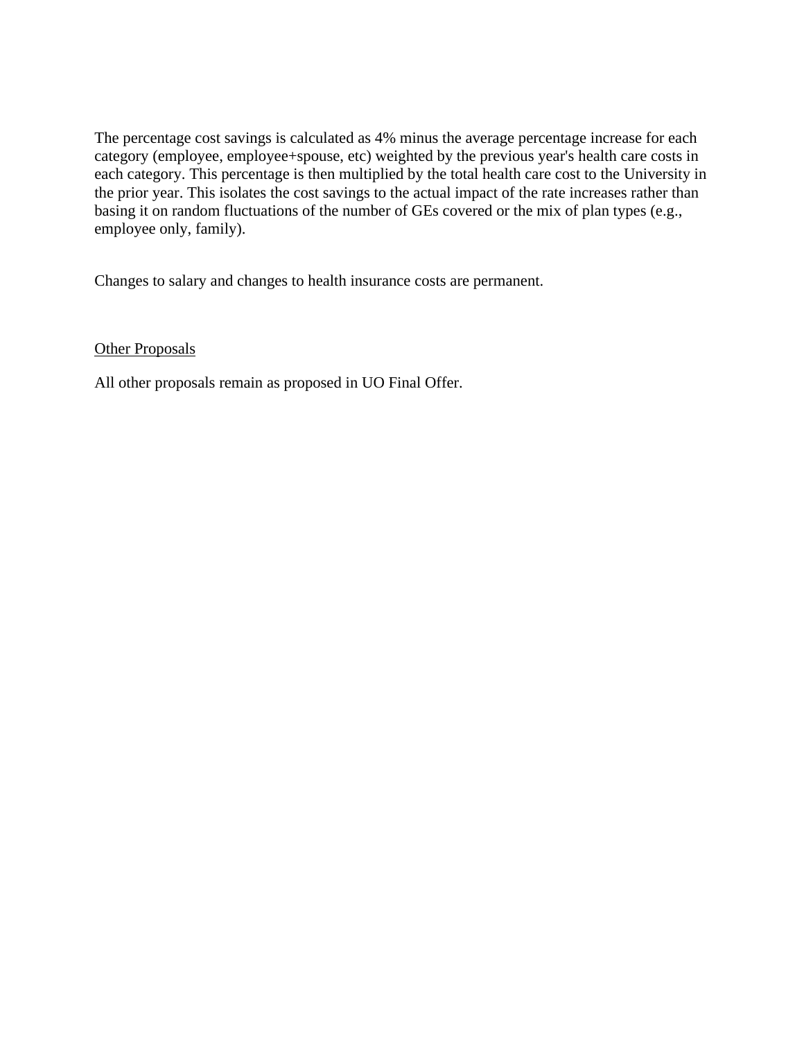The percentage cost savings is calculated as 4% minus the average percentage increase for each category (employee, employee+spouse, etc) weighted by the previous year's health care costs in each category. This percentage is then multiplied by the total health care cost to the University in the prior year. This isolates the cost savings to the actual impact of the rate increases rather than basing it on random fluctuations of the number of GEs covered or the mix of plan types (e.g., employee only, family).

Changes to salary and changes to health insurance costs are permanent.

<u>Other Proposals</u>

All other proposals remain as proposed in UO Final Offer.